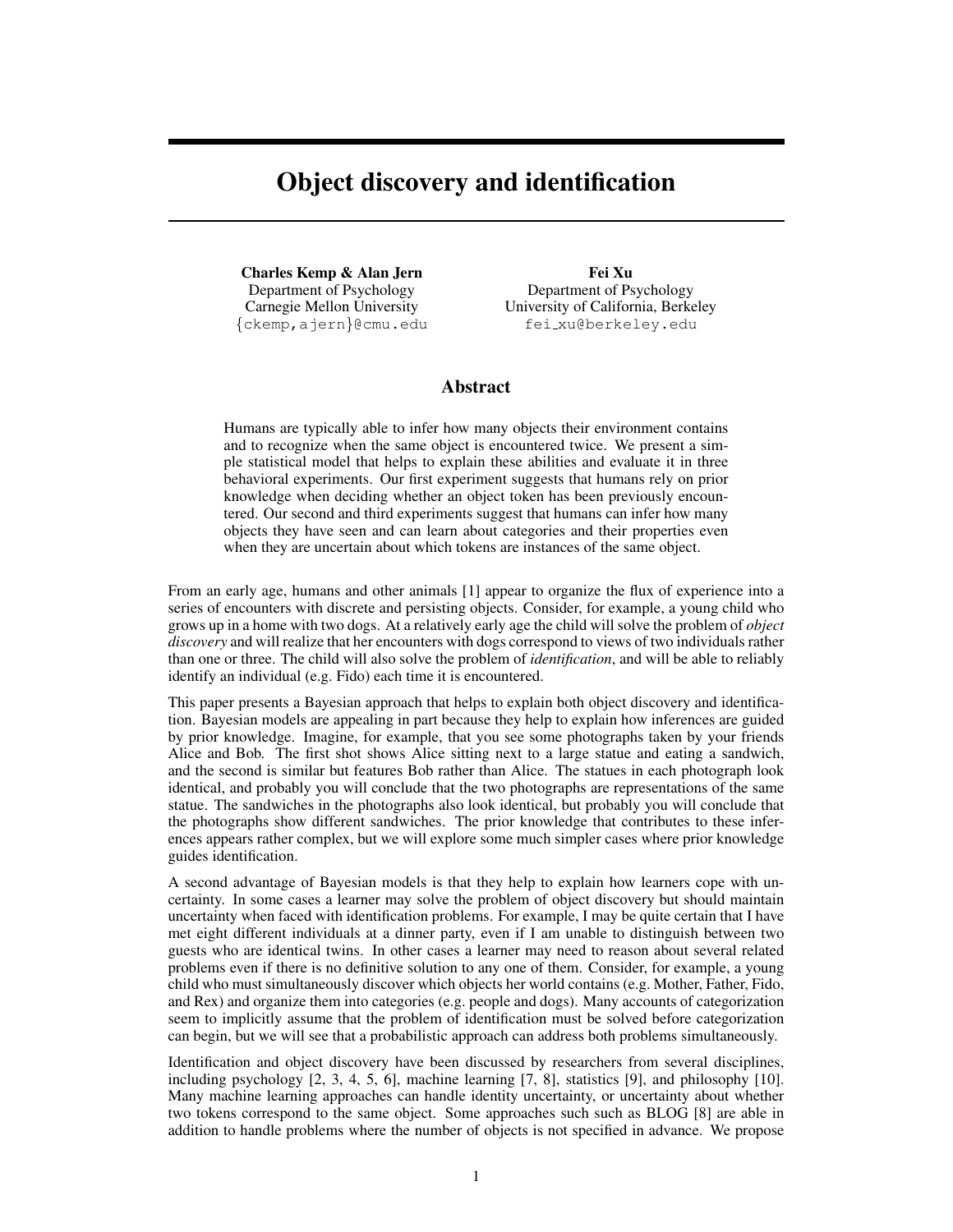# Object discovery and identification

**Charles Kemp & Alan Jern**
Department of Psychology
Carnegie Mellon University
{ckemp,ajern}@cmu.edu

**Fei Xu**
Department of Psychology
University of California, Berkeley
fei_xu@berkeley.edu

## Abstract

Humans are typically able to infer how many objects their environment contains and to recognize when the same object is encountered twice. We present a simple statistical model that helps to explain these abilities and evaluate it in three behavioral experiments. Our first experiment suggests that humans rely on prior knowledge when deciding whether an object token has been previously encountered. Our second and third experiments suggest that humans can infer how many objects they have seen and can learn about categories and their properties even when they are uncertain about which tokens are instances of the same object.

From an early age, humans and other animals [1] appear to organize the flux of experience into a series of encounters with discrete and persisting objects. Consider, for example, a young child who grows up in a home with two dogs. At a relatively early age the child will solve the problem of *object discovery* and will realize that her encounters with dogs correspond to views of two individuals rather than one or three. The child will also solve the problem of *identification*, and will be able to reliably identify an individual (e.g. Fido) each time it is encountered.

This paper presents a Bayesian approach that helps to explain both object discovery and identification. Bayesian models are appealing in part because they help to explain how inferences are guided by prior knowledge. Imagine, for example, that you see some photographs taken by your friends Alice and Bob. The first shot shows Alice sitting next to a large statue and eating a sandwich, and the second is similar but features Bob rather than Alice. The statues in each photograph look identical, and probably you will conclude that the two photographs are representations of the same statue. The sandwiches in the photographs also look identical, but probably you will conclude that the photographs show different sandwiches. The prior knowledge that contributes to these inferences appears rather complex, but we will explore some much simpler cases where prior knowledge guides identification.

A second advantage of Bayesian models is that they help to explain how learners cope with uncertainty. In some cases a learner may solve the problem of object discovery but should maintain uncertainty when faced with identification problems. For example, I may be quite certain that I have met eight different individuals at a dinner party, even if I am unable to distinguish between two guests who are identical twins. In other cases a learner may need to reason about several related problems even if there is no definitive solution to any one of them. Consider, for example, a young child who must simultaneously discover which objects her world contains (e.g. Mother, Father, Fido, and Rex) and organize them into categories (e.g. people and dogs). Many accounts of categorization seem to implicitly assume that the problem of identification must be solved before categorization can begin, but we will see that a probabilistic approach can address both problems simultaneously.

Identification and object discovery have been discussed by researchers from several disciplines, including psychology [2, 3, 4, 5, 6], machine learning [7, 8], statistics [9], and philosophy [10]. Many machine learning approaches can handle identity uncertainty, or uncertainty about whether two tokens correspond to the same object. Some approaches such as BLOG [8] are able in addition to handle problems where the number of objects is not specified in advance. We propose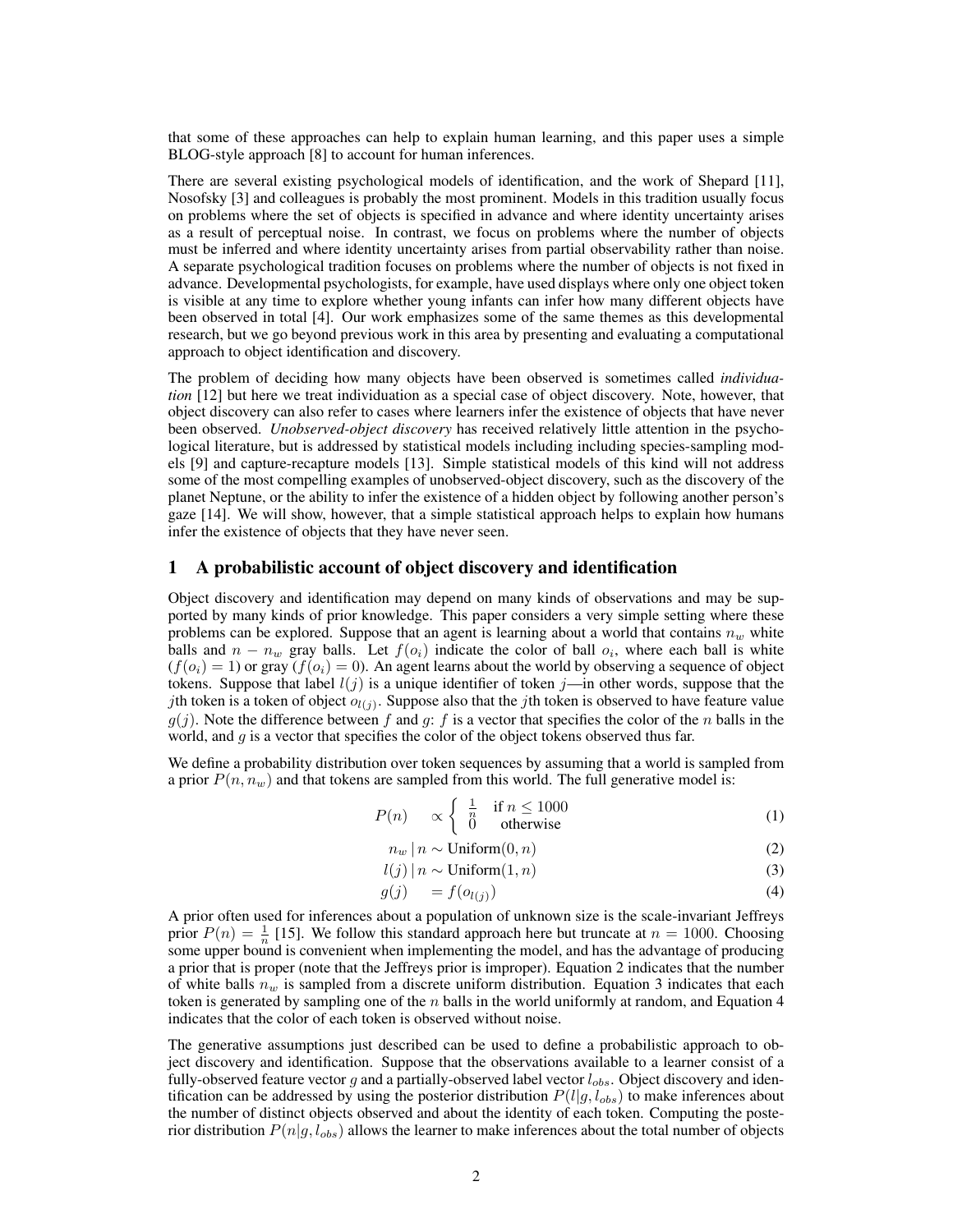that some of these approaches can help to explain human learning, and this paper uses a simple BLOG-style approach [8] to account for human inferences.

There are several existing psychological models of identification, and the work of Shepard [11], Nosofsky [3] and colleagues is probably the most prominent. Models in this tradition usually focus on problems where the set of objects is specified in advance and where identity uncertainty arises as a result of perceptual noise. In contrast, we focus on problems where the number of objects must be inferred and where identity uncertainty arises from partial observability rather than noise. A separate psychological tradition focuses on problems where the number of objects is not fixed in advance. Developmental psychologists, for example, have used displays where only one object token is visible at any time to explore whether young infants can infer how many different objects have been observed in total [4]. Our work emphasizes some of the same themes as this developmental research, but we go beyond previous work in this area by presenting and evaluating a computational approach to object identification and discovery.

The problem of deciding how many objects have been observed is sometimes called *individuation* [12] but here we treat individuation as a special case of object discovery. Note, however, that object discovery can also refer to cases where learners infer the existence of objects that have never been observed. *Unobserved-object discovery* has received relatively little attention in the psychological literature, but is addressed by statistical models including including species-sampling models [9] and capture-recapture models [13]. Simple statistical models of this kind will not address some of the most compelling examples of unobserved-object discovery, such as the discovery of the planet Neptune, or the ability to infer the existence of a hidden object by following another person's gaze [14]. We will show, however, that a simple statistical approach helps to explain how humans infer the existence of objects that they have never seen.

## 1 A probabilistic account of object discovery and identification

Object discovery and identification may depend on many kinds of observations and may be supported by many kinds of prior knowledge. This paper considers a very simple setting where these problems can be explored. Suppose that an agent is learning about a world that contains $n_w$ white balls and $n - n_w$ gray balls. Let $f(o_i)$ indicate the color of ball $o_i$, where each ball is white ($f(o_i) = 1$) or gray ($f(o_i) = 0$). An agent learns about the world by observing a sequence of object tokens. Suppose that label $l(j)$ is a unique identifier of token $j$—in other words, suppose that the $j$th token is a token of object $o_{l(j)}$. Suppose also that the $j$th token is observed to have feature value $g(j)$. Note the difference between $f$ and $g$: $f$ is a vector that specifies the color of the $n$ balls in the world, and $g$ is a vector that specifies the color of the object tokens observed thus far.

We define a probability distribution over token sequences by assuming that a world is sampled from a prior $P(n, n_w)$ and that tokens are sampled from this world. The full generative model is:

$$P(n) \propto \begin{cases} \frac{1}{n} & \text{if } n \leq 1000 \\ 0 & \text{otherwise} \end{cases} \tag{1}$$

$$n_w \mid n \sim \text{Uniform}(0, n) \tag{2}$$

$$l(j) \mid n \sim \text{Uniform}(1, n) \tag{3}$$

$$g(j) = f(o_{l(j)}) \tag{4}$$

A prior often used for inferences about a population of unknown size is the scale-invariant Jeffreys prior $P(n) = \frac{1}{n}$ [15]. We follow this standard approach here but truncate at $n = 1000$. Choosing some upper bound is convenient when implementing the model, and has the advantage of producing a prior that is proper (note that the Jeffreys prior is improper). Equation 2 indicates that the number of white balls $n_w$ is sampled from a discrete uniform distribution. Equation 3 indicates that each token is generated by sampling one of the $n$ balls in the world uniformly at random, and Equation 4 indicates that the color of each token is observed without noise.

The generative assumptions just described can be used to define a probabilistic approach to object discovery and identification. Suppose that the observations available to a learner consist of a fully-observed feature vector $g$ and a partially-observed label vector $l_{obs}$. Object discovery and identification can be addressed by using the posterior distribution $P(l|g, l_{obs})$ to make inferences about the number of distinct objects observed and about the identity of each token. Computing the posterior distribution $P(n|g, l_{obs})$ allows the learner to make inferences about the total number of objects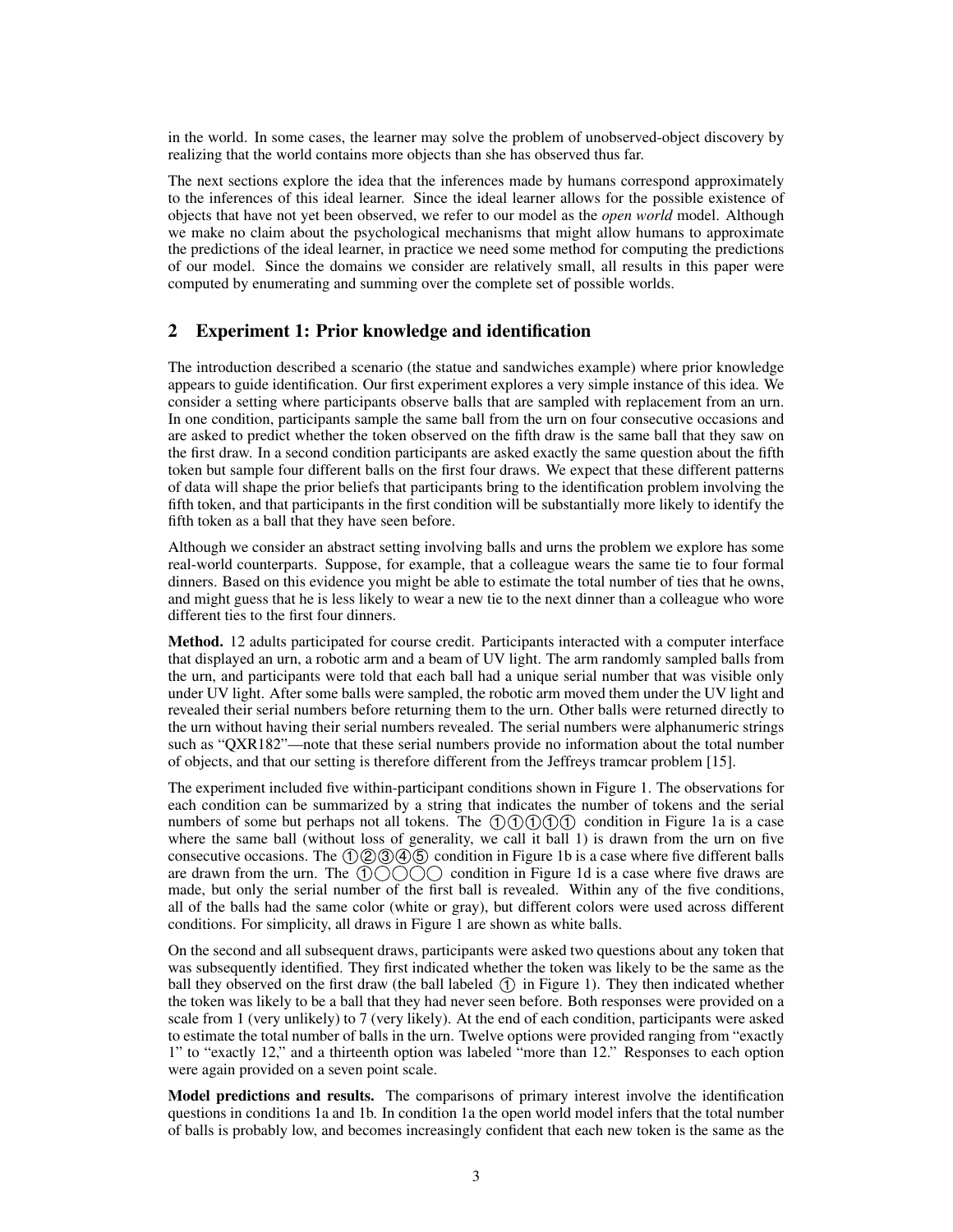in the world. In some cases, the learner may solve the problem of unobserved-object discovery by realizing that the world contains more objects than she has observed thus far.

The next sections explore the idea that the inferences made by humans correspond approximately to the inferences of this ideal learner. Since the ideal learner allows for the possible existence of objects that have not yet been observed, we refer to our model as the *open world* model. Although we make no claim about the psychological mechanisms that might allow humans to approximate the predictions of the ideal learner, in practice we need some method for computing the predictions of our model. Since the domains we consider are relatively small, all results in this paper were computed by enumerating and summing over the complete set of possible worlds.

## 2 Experiment 1: Prior knowledge and identification

The introduction described a scenario (the statue and sandwiches example) where prior knowledge appears to guide identification. Our first experiment explores a very simple instance of this idea. We consider a setting where participants observe balls that are sampled with replacement from an urn. In one condition, participants sample the same ball from the urn on four consecutive occasions and are asked to predict whether the token observed on the fifth draw is the same ball that they saw on the first draw. In a second condition participants are asked exactly the same question about the fifth token but sample four different balls on the first four draws. We expect that these different patterns of data will shape the prior beliefs that participants bring to the identification problem involving the fifth token, and that participants in the first condition will be substantially more likely to identify the fifth token as a ball that they have seen before.

Although we consider an abstract setting involving balls and urns the problem we explore has some real-world counterparts. Suppose, for example, that a colleague wears the same tie to four formal dinners. Based on this evidence you might be able to estimate the total number of ties that he owns, and might guess that he is less likely to wear a new tie to the next dinner than a colleague who wore different ties to the first four dinners.

**Method.** 12 adults participated for course credit. Participants interacted with a computer interface that displayed an urn, a robotic arm and a beam of UV light. The arm randomly sampled balls from the urn, and participants were told that each ball had a unique serial number that was visible only under UV light. After some balls were sampled, the robotic arm moved them under the UV light and revealed their serial numbers before returning them to the urn. Other balls were returned directly to the urn without having their serial numbers revealed. The serial numbers were alphanumeric strings such as "QXR182"—note that these serial numbers provide no information about the total number of objects, and that our setting is therefore different from the Jeffreys tramcar problem [15].

The experiment included five within-participant conditions shown in Figure 1. The observations for each condition can be summarized by a string that indicates the number of tokens and the serial numbers of some but perhaps not all tokens. The ①①①①① condition in Figure 1a is a case where the same ball (without loss of generality, we call it ball 1) is drawn from the urn on five consecutive occasions. The ①②③④⑤ condition in Figure 1b is a case where five different balls are drawn from the urn. The ①◯◯◯◯ condition in Figure 1d is a case where five draws are made, but only the serial number of the first ball is revealed. Within any of the five conditions, all of the balls had the same color (white or gray), but different colors were used across different conditions. For simplicity, all draws in Figure 1 are shown as white balls.

On the second and all subsequent draws, participants were asked two questions about any token that was subsequently identified. They first indicated whether the token was likely to be the same as the ball they observed on the first draw (the ball labeled ① in Figure 1). They then indicated whether the token was likely to be a ball that they had never seen before. Both responses were provided on a scale from 1 (very unlikely) to 7 (very likely). At the end of each condition, participants were asked to estimate the total number of balls in the urn. Twelve options were provided ranging from "exactly 1" to "exactly 12," and a thirteenth option was labeled "more than 12." Responses to each option were again provided on a seven point scale.

**Model predictions and results.** The comparisons of primary interest involve the identification questions in conditions 1a and 1b. In condition 1a the open world model infers that the total number of balls is probably low, and becomes increasingly confident that each new token is the same as the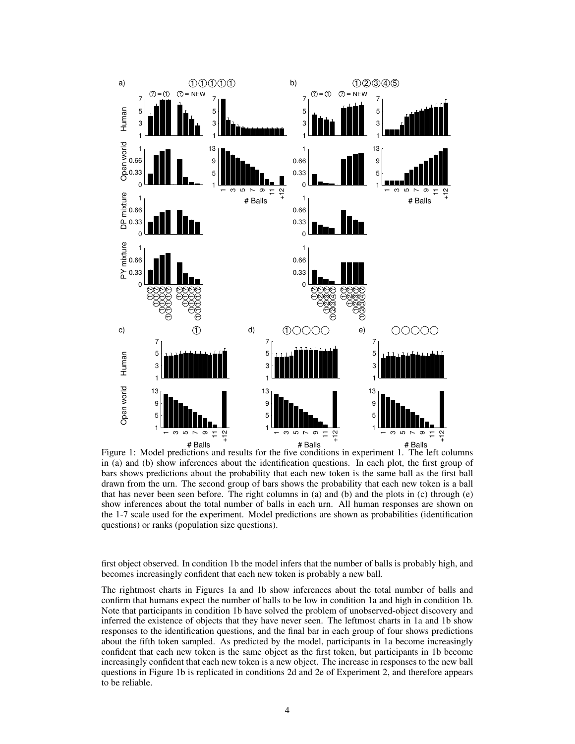Figure 1: Model predictions and results for the five conditions in experiment 1. The left columns in (a) and (b) show inferences about the identification questions. In each plot, the first group of bars shows predictions about the probability that each new token is the same ball as the first ball drawn from the urn. The second group of bars shows the probability that each new token is a ball that has never been seen before. The right columns in (a) and (b) and the plots in (c) through (e) show inferences about the total number of balls in each urn. All human responses are shown on the 1-7 scale used for the experiment. Model predictions are shown as probabilities (identification questions) or ranks (population size questions).

first object observed. In condition 1b the model infers that the number of balls is probably high, and becomes increasingly confident that each new token is probably a new ball.

The rightmost charts in Figures 1a and 1b show inferences about the total number of balls and confirm that humans expect the number of balls to be low in condition 1a and high in condition 1b. Note that participants in condition 1b have solved the problem of unobserved-object discovery and inferred the existence of objects that they have never seen. The leftmost charts in 1a and 1b show responses to the identification questions, and the final bar in each group of four shows predictions about the fifth token sampled. As predicted by the model, participants in 1a become increasingly confident that each new token is the same object as the first token, but participants in 1b become increasingly confident that each new token is a new object. The increase in responses to the new ball questions in Figure 1b is replicated in conditions 2d and 2e of Experiment 2, and therefore appears to be reliable.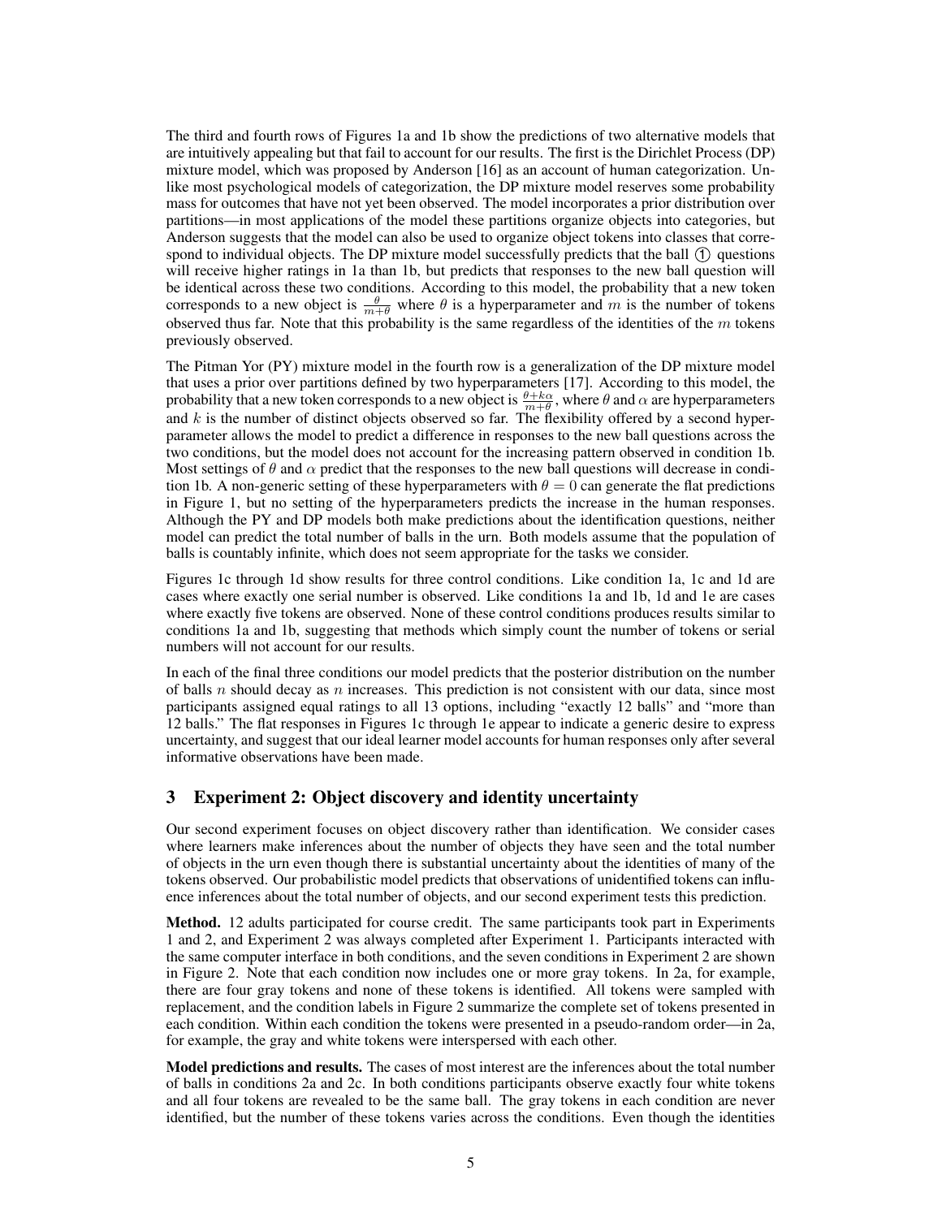The third and fourth rows of Figures 1a and 1b show the predictions of two alternative models that are intuitively appealing but that fail to account for our results. The first is the Dirichlet Process (DP) mixture model, which was proposed by Anderson [16] as an account of human categorization. Unlike most psychological models of categorization, the DP mixture model reserves some probability mass for outcomes that have not yet been observed. The model incorporates a prior distribution over partitions—in most applications of the model these partitions organize objects into categories, but Anderson suggests that the model can also be used to organize object tokens into classes that correspond to individual objects. The DP mixture model successfully predicts that the ball ① questions will receive higher ratings in 1a than 1b, but predicts that responses to the new ball question will be identical across these two conditions. According to this model, the probability that a new token corresponds to a new object is $\frac{\theta}{m+\theta}$ where $\theta$ is a hyperparameter and $m$ is the number of tokens observed thus far. Note that this probability is the same regardless of the identities of the $m$ tokens previously observed.

The Pitman Yor (PY) mixture model in the fourth row is a generalization of the DP mixture model that uses a prior over partitions defined by two hyperparameters [17]. According to this model, the probability that a new token corresponds to a new object is $\frac{\theta+k\alpha}{m+\theta}$, where $\theta$ and $\alpha$ are hyperparameters and $k$ is the number of distinct objects observed so far. The flexibility offered by a second hyperparameter allows the model to predict a difference in responses to the new ball questions across the two conditions, but the model does not account for the increasing pattern observed in condition 1b. Most settings of $\theta$ and $\alpha$ predict that the responses to the new ball questions will decrease in condition 1b. A non-generic setting of these hyperparameters with $\theta = 0$ can generate the flat predictions in Figure 1, but no setting of the hyperparameters predicts the increase in the human responses. Although the PY and DP models both make predictions about the identification questions, neither model can predict the total number of balls in the urn. Both models assume that the population of balls is countably infinite, which does not seem appropriate for the tasks we consider.

Figures 1c through 1d show results for three control conditions. Like condition 1a, 1c and 1d are cases where exactly one serial number is observed. Like conditions 1a and 1b, 1d and 1e are cases where exactly five tokens are observed. None of these control conditions produces results similar to conditions 1a and 1b, suggesting that methods which simply count the number of tokens or serial numbers will not account for our results.

In each of the final three conditions our model predicts that the posterior distribution on the number of balls $n$ should decay as $n$ increases. This prediction is not consistent with our data, since most participants assigned equal ratings to all 13 options, including "exactly 12 balls" and "more than 12 balls." The flat responses in Figures 1c through 1e appear to indicate a generic desire to express uncertainty, and suggest that our ideal learner model accounts for human responses only after several informative observations have been made.

## 3 Experiment 2: Object discovery and identity uncertainty

Our second experiment focuses on object discovery rather than identification. We consider cases where learners make inferences about the number of objects they have seen and the total number of objects in the urn even though there is substantial uncertainty about the identities of many of the tokens observed. Our probabilistic model predicts that observations of unidentified tokens can influence inferences about the total number of objects, and our second experiment tests this prediction.

**Method.** 12 adults participated for course credit. The same participants took part in Experiments 1 and 2, and Experiment 2 was always completed after Experiment 1. Participants interacted with the same computer interface in both conditions, and the seven conditions in Experiment 2 are shown in Figure 2. Note that each condition now includes one or more gray tokens. In 2a, for example, there are four gray tokens and none of these tokens is identified. All tokens were sampled with replacement, and the condition labels in Figure 2 summarize the complete set of tokens presented in each condition. Within each condition the tokens were presented in a pseudo-random order—in 2a, for example, the gray and white tokens were interspersed with each other.

**Model predictions and results.** The cases of most interest are the inferences about the total number of balls in conditions 2a and 2c. In both conditions participants observe exactly four white tokens and all four tokens are revealed to be the same ball. The gray tokens in each condition are never identified, but the number of these tokens varies across the conditions. Even though the identities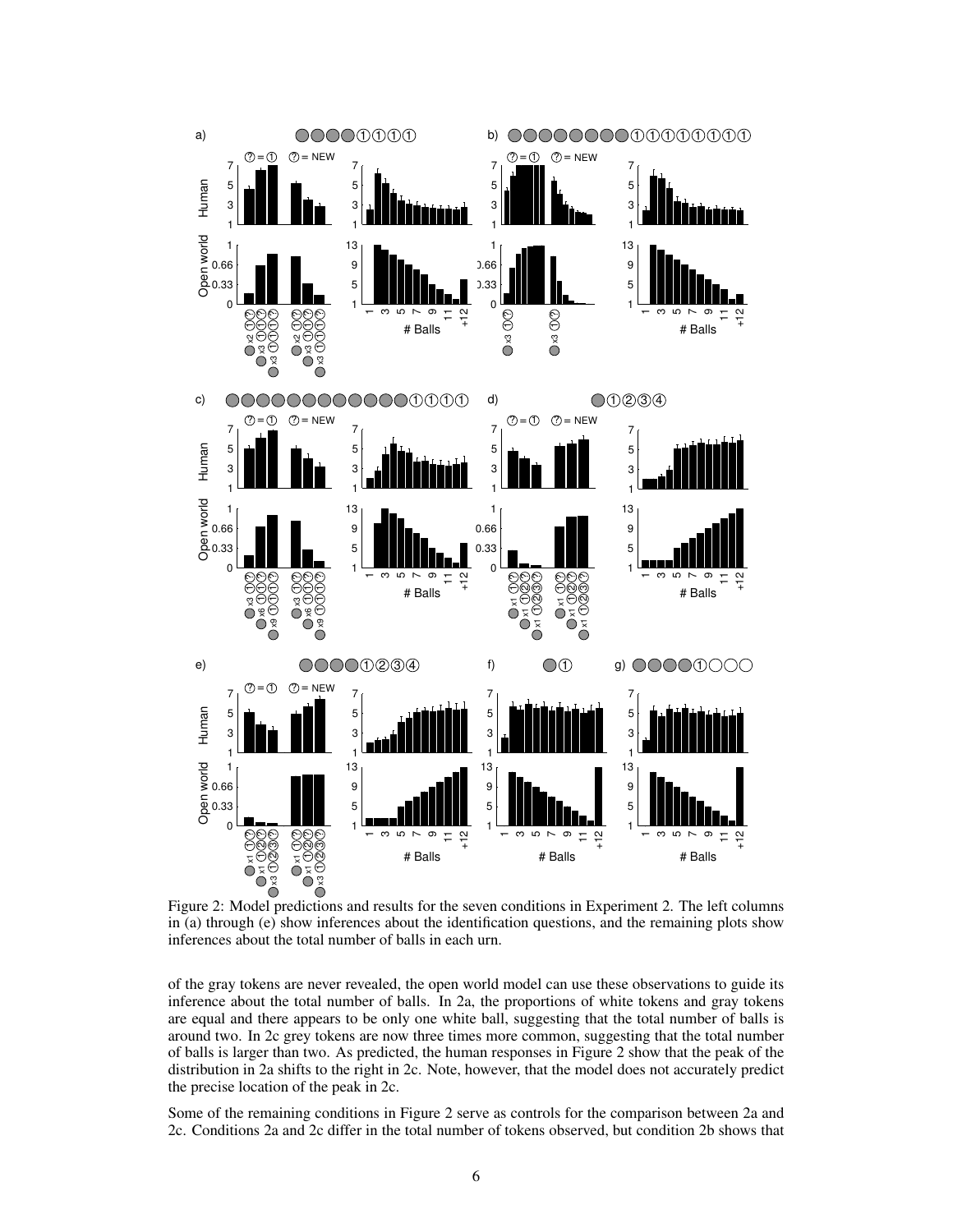Figure 2: Model predictions and results for the seven conditions in Experiment 2. The left columns in (a) through (e) show inferences about the identification questions, and the remaining plots show inferences about the total number of balls in each urn.

of the gray tokens are never revealed, the open world model can use these observations to guide its inference about the total number of balls. In 2a, the proportions of white tokens and gray tokens are equal and there appears to be only one white ball, suggesting that the total number of balls is around two. In 2c grey tokens are now three times more common, suggesting that the total number of balls is larger than two. As predicted, the human responses in Figure 2 show that the peak of the distribution in 2a shifts to the right in 2c. Note, however, that the model does not accurately predict the precise location of the peak in 2c.

Some of the remaining conditions in Figure 2 serve as controls for the comparison between 2a and 2c. Conditions 2a and 2c differ in the total number of tokens observed, but condition 2b shows that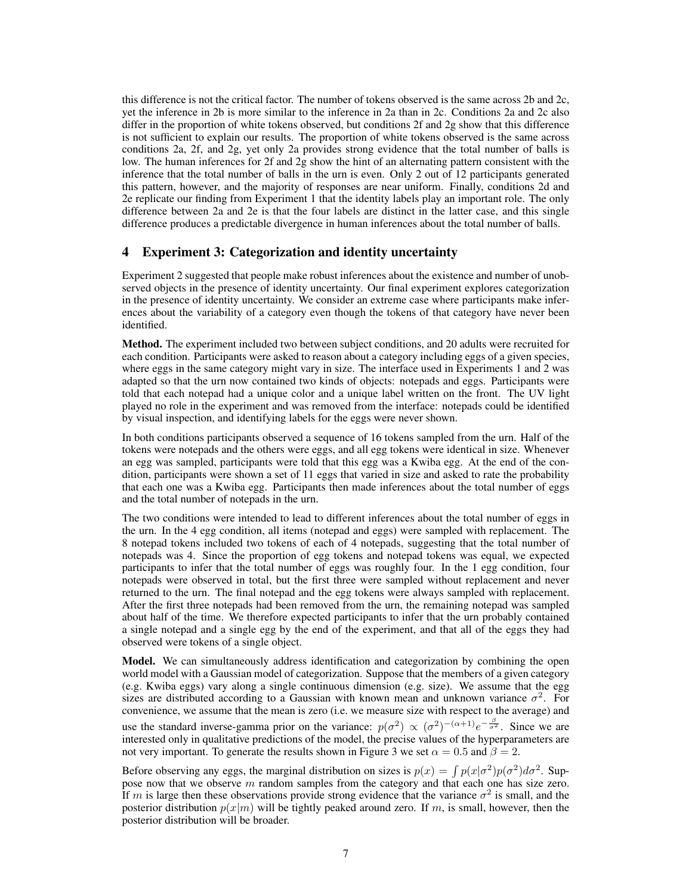this difference is not the critical factor. The number of tokens observed is the same across 2b and 2c, yet the inference in 2b is more similar to the inference in 2a than in 2c. Conditions 2a and 2c also differ in the proportion of white tokens observed, but conditions 2f and 2g show that this difference is not sufficient to explain our results. The proportion of white tokens observed is the same across conditions 2a, 2f, and 2g, yet only 2a provides strong evidence that the total number of balls is low. The human inferences for 2f and 2g show the hint of an alternating pattern consistent with the inference that the total number of balls in the urn is even. Only 2 out of 12 participants generated this pattern, however, and the majority of responses are near uniform. Finally, conditions 2d and 2e replicate our finding from Experiment 1 that the identity labels play an important role. The only difference between 2a and 2e is that the four labels are distinct in the latter case, and this single difference produces a predictable divergence in human inferences about the total number of balls.

## 4 Experiment 3: Categorization and identity uncertainty

Experiment 2 suggested that people make robust inferences about the existence and number of unobserved objects in the presence of identity uncertainty. Our final experiment explores categorization in the presence of identity uncertainty. We consider an extreme case where participants make inferences about the variability of a category even though the tokens of that category have never been identified.

**Method.** The experiment included two between subject conditions, and 20 adults were recruited for each condition. Participants were asked to reason about a category including eggs of a given species, where eggs in the same category might vary in size. The interface used in Experiments 1 and 2 was adapted so that the urn now contained two kinds of objects: notepads and eggs. Participants were told that each notepad had a unique color and a unique label written on the front. The UV light played no role in the experiment and was removed from the interface: notepads could be identified by visual inspection, and identifying labels for the eggs were never shown.

In both conditions participants observed a sequence of 16 tokens sampled from the urn. Half of the tokens were notepads and the others were eggs, and all egg tokens were identical in size. Whenever an egg was sampled, participants were told that this egg was a Kwiba egg. At the end of the condition, participants were shown a set of 11 eggs that varied in size and asked to rate the probability that each one was a Kwiba egg. Participants then made inferences about the total number of eggs and the total number of notepads in the urn.

The two conditions were intended to lead to different inferences about the total number of eggs in the urn. In the 4 egg condition, all items (notepad and eggs) were sampled with replacement. The 8 notepad tokens included two tokens of each of 4 notepads, suggesting that the total number of notepads was 4. Since the proportion of egg tokens and notepad tokens was equal, we expected participants to infer that the total number of eggs was roughly four. In the 1 egg condition, four notepads were observed in total, but the first three were sampled without replacement and never returned to the urn. The final notepad and the egg tokens were always sampled with replacement. After the first three notepads had been removed from the urn, the remaining notepad was sampled about half of the time. We therefore expected participants to infer that the urn probably contained a single notepad and a single egg by the end of the experiment, and that all of the eggs they had observed were tokens of a single object.

**Model.** We can simultaneously address identification and categorization by combining the open world model with a Gaussian model of categorization. Suppose that the members of a given category (e.g. Kwiba eggs) vary along a single continuous dimension (e.g. size). We assume that the egg sizes are distributed according to a Gaussian with known mean and unknown variance $\sigma^2$. For convenience, we assume that the mean is zero (i.e. we measure size with respect to the average) and use the standard inverse-gamma prior on the variance: $p(\sigma^2) \propto (\sigma^2)^{-(\alpha+1)} e^{-\frac{\beta}{\sigma^2}}$. Since we are interested only in qualitative predictions of the model, the precise values of the hyperparameters are not very important. To generate the results shown in Figure 3 we set $\alpha = 0.5$ and $\beta = 2$.

Before observing any eggs, the marginal distribution on sizes is $p(x) = \int p(x|\sigma^2)p(\sigma^2)d\sigma^2$. Suppose now that we observe $m$ random samples from the category and that each one has size zero. If $m$ is large then these observations provide strong evidence that the variance $\sigma^2$ is small, and the posterior distribution $p(x|m)$ will be tightly peaked around zero. If $m$, is small, however, then the posterior distribution will be broader.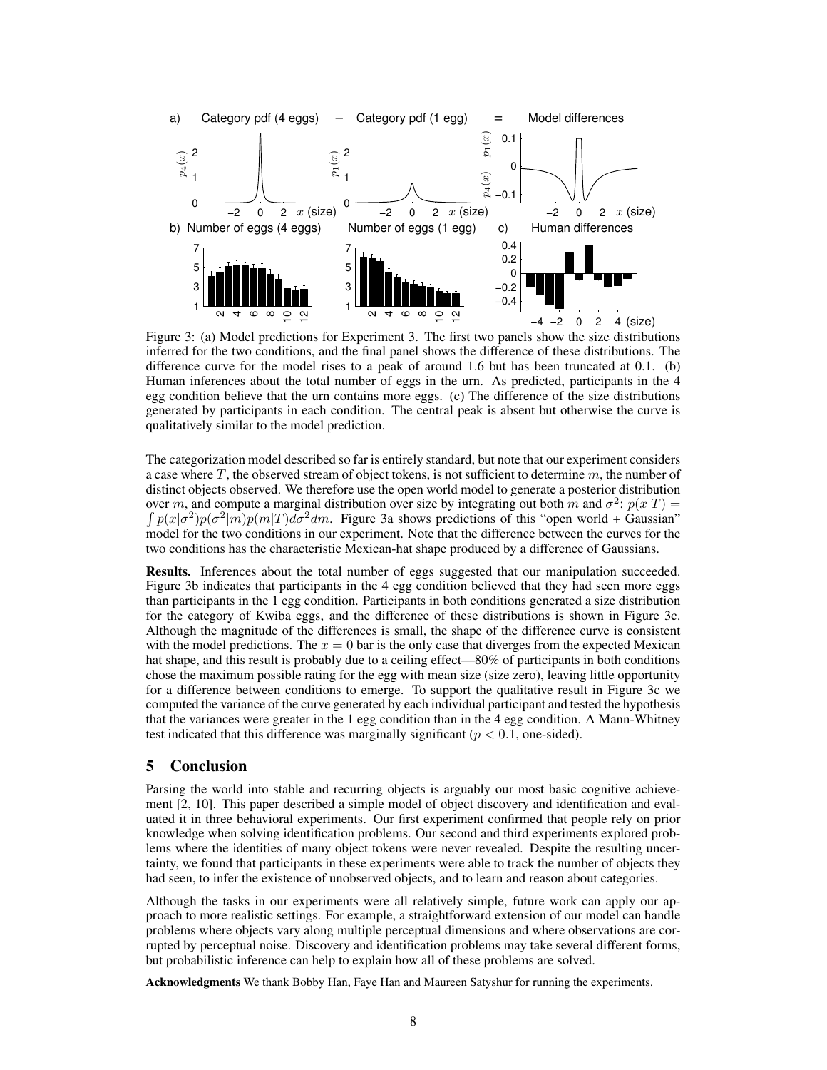Figure 3: (a) Model predictions for Experiment 3. The first two panels show the size distributions inferred for the two conditions, and the final panel shows the difference of these distributions. The difference curve for the model rises to a peak of around 1.6 but has been truncated at 0.1. (b) Human inferences about the total number of eggs in the urn. As predicted, participants in the 4 egg condition believe that the urn contains more eggs. (c) The difference of the size distributions generated by participants in each condition. The central peak is absent but otherwise the curve is qualitatively similar to the model prediction.

The categorization model described so far is entirely standard, but note that our experiment considers a case where $T$, the observed stream of object tokens, is not sufficient to determine $m$, the number of distinct objects observed. We therefore use the open world model to generate a posterior distribution over $m$, and compute a marginal distribution over size by integrating out both $m$ and $\sigma^2$: $p(x|T) = \int p(x|\sigma^2)p(\sigma^2|m)p(m|T)d\sigma^2 dm$. Figure 3a shows predictions of this "open world + Gaussian" model for the two conditions in our experiment. Note that the difference between the curves for the two conditions has the characteristic Mexican-hat shape produced by a difference of Gaussians.

**Results.** Inferences about the total number of eggs suggested that our manipulation succeeded. Figure 3b indicates that participants in the 4 egg condition believed that they had seen more eggs than participants in the 1 egg condition. Participants in both conditions generated a size distribution for the category of Kwiba eggs, and the difference of these distributions is shown in Figure 3c. Although the magnitude of the differences is small, the shape of the difference curve is consistent with the model predictions. The $x = 0$ bar is the only case that diverges from the expected Mexican hat shape, and this result is probably due to a ceiling effect—80% of participants in both conditions chose the maximum possible rating for the egg with mean size (size zero), leaving little opportunity for a difference between conditions to emerge. To support the qualitative result in Figure 3c we computed the variance of the curve generated by each individual participant and tested the hypothesis that the variances were greater in the 1 egg condition than in the 4 egg condition. A Mann-Whitney test indicated that this difference was marginally significant ($p < 0.1$, one-sided).

## 5 Conclusion

Parsing the world into stable and recurring objects is arguably our most basic cognitive achievement [2, 10]. This paper described a simple model of object discovery and identification and evaluated it in three behavioral experiments. Our first experiment confirmed that people rely on prior knowledge when solving identification problems. Our second and third experiments explored problems where the identities of many object tokens were never revealed. Despite the resulting uncertainty, we found that participants in these experiments were able to track the number of objects they had seen, to infer the existence of unobserved objects, and to learn and reason about categories.

Although the tasks in our experiments were all relatively simple, future work can apply our approach to more realistic settings. For example, a straightforward extension of our model can handle problems where objects vary along multiple perceptual dimensions and where observations are corrupted by perceptual noise. Discovery and identification problems may take several different forms, but probabilistic inference can help to explain how all of these problems are solved.

**Acknowledgments** We thank Bobby Han, Faye Han and Maureen Satyshur for running the experiments.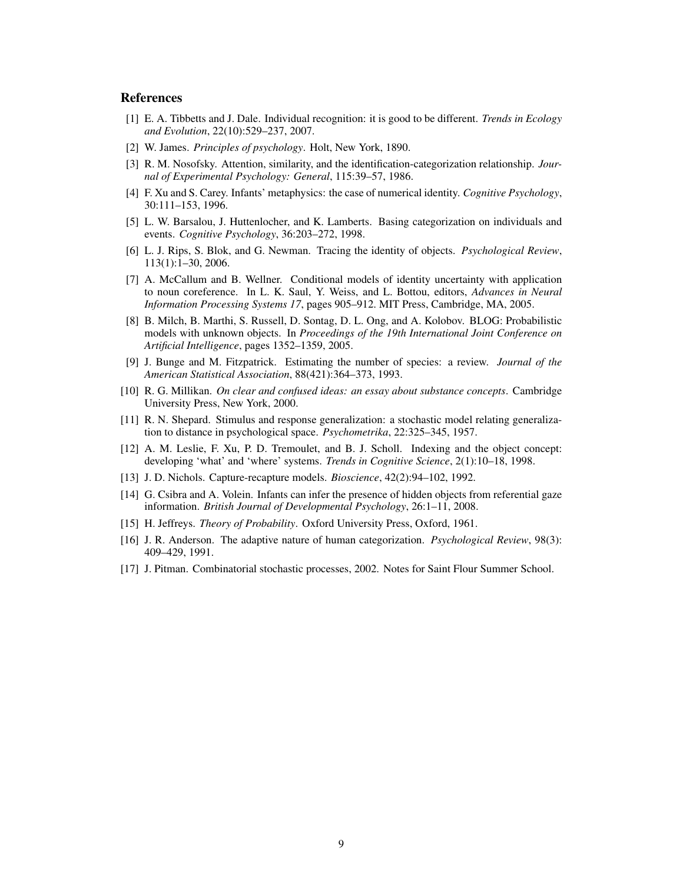## References

[1] E. A. Tibbetts and J. Dale. Individual recognition: it is good to be different. *Trends in Ecology and Evolution*, 22(10):529–237, 2007.

[2] W. James. *Principles of psychology*. Holt, New York, 1890.

[3] R. M. Nosofsky. Attention, similarity, and the identification-categorization relationship. *Journal of Experimental Psychology: General*, 115:39–57, 1986.

[4] F. Xu and S. Carey. Infants' metaphysics: the case of numerical identity. *Cognitive Psychology*, 30:111–153, 1996.

[5] L. W. Barsalou, J. Huttenlocher, and K. Lamberts. Basing categorization on individuals and events. *Cognitive Psychology*, 36:203–272, 1998.

[6] L. J. Rips, S. Blok, and G. Newman. Tracing the identity of objects. *Psychological Review*, 113(1):1–30, 2006.

[7] A. McCallum and B. Wellner. Conditional models of identity uncertainty with application to noun coreference. In L. K. Saul, Y. Weiss, and L. Bottou, editors, *Advances in Neural Information Processing Systems 17*, pages 905–912. MIT Press, Cambridge, MA, 2005.

[8] B. Milch, B. Marthi, S. Russell, D. Sontag, D. L. Ong, and A. Kolobov. BLOG: Probabilistic models with unknown objects. In *Proceedings of the 19th International Joint Conference on Artificial Intelligence*, pages 1352–1359, 2005.

[9] J. Bunge and M. Fitzpatrick. Estimating the number of species: a review. *Journal of the American Statistical Association*, 88(421):364–373, 1993.

[10] R. G. Millikan. *On clear and confused ideas: an essay about substance concepts*. Cambridge University Press, New York, 2000.

[11] R. N. Shepard. Stimulus and response generalization: a stochastic model relating generalization to distance in psychological space. *Psychometrika*, 22:325–345, 1957.

[12] A. M. Leslie, F. Xu, P. D. Tremoulet, and B. J. Scholl. Indexing and the object concept: developing 'what' and 'where' systems. *Trends in Cognitive Science*, 2(1):10–18, 1998.

[13] J. D. Nichols. Capture-recapture models. *Bioscience*, 42(2):94–102, 1992.

[14] G. Csibra and A. Volein. Infants can infer the presence of hidden objects from referential gaze information. *British Journal of Developmental Psychology*, 26:1–11, 2008.

[15] H. Jeffreys. *Theory of Probability*. Oxford University Press, Oxford, 1961.

[16] J. R. Anderson. The adaptive nature of human categorization. *Psychological Review*, 98(3): 409–429, 1991.

[17] J. Pitman. Combinatorial stochastic processes, 2002. Notes for Saint Flour Summer School.